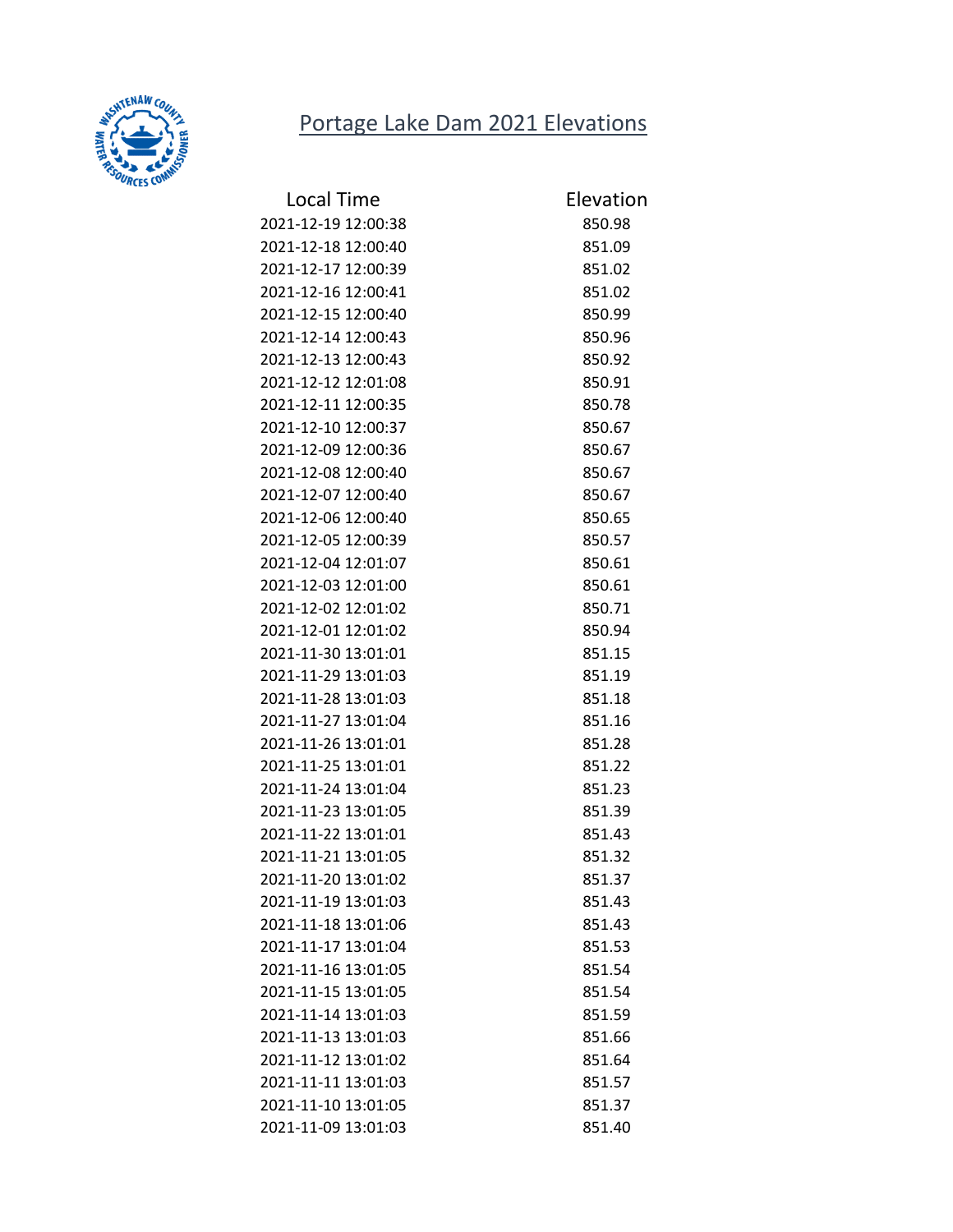# Portage Lake Dam 2021 Elevations

| Local Time | Elevation |
|---|---|
| 2021-12-19 12:00:38 | 850.98 |
| 2021-12-18 12:00:40 | 851.09 |
| 2021-12-17 12:00:39 | 851.02 |
| 2021-12-16 12:00:41 | 851.02 |
| 2021-12-15 12:00:40 | 850.99 |
| 2021-12-14 12:00:43 | 850.96 |
| 2021-12-13 12:00:43 | 850.92 |
| 2021-12-12 12:01:08 | 850.91 |
| 2021-12-11 12:00:35 | 850.78 |
| 2021-12-10 12:00:37 | 850.67 |
| 2021-12-09 12:00:36 | 850.67 |
| 2021-12-08 12:00:40 | 850.67 |
| 2021-12-07 12:00:40 | 850.67 |
| 2021-12-06 12:00:40 | 850.65 |
| 2021-12-05 12:00:39 | 850.57 |
| 2021-12-04 12:01:07 | 850.61 |
| 2021-12-03 12:01:00 | 850.61 |
| 2021-12-02 12:01:02 | 850.71 |
| 2021-12-01 12:01:02 | 850.94 |
| 2021-11-30 13:01:01 | 851.15 |
| 2021-11-29 13:01:03 | 851.19 |
| 2021-11-28 13:01:03 | 851.18 |
| 2021-11-27 13:01:04 | 851.16 |
| 2021-11-26 13:01:01 | 851.28 |
| 2021-11-25 13:01:01 | 851.22 |
| 2021-11-24 13:01:04 | 851.23 |
| 2021-11-23 13:01:05 | 851.39 |
| 2021-11-22 13:01:01 | 851.43 |
| 2021-11-21 13:01:05 | 851.32 |
| 2021-11-20 13:01:02 | 851.37 |
| 2021-11-19 13:01:03 | 851.43 |
| 2021-11-18 13:01:06 | 851.43 |
| 2021-11-17 13:01:04 | 851.53 |
| 2021-11-16 13:01:05 | 851.54 |
| 2021-11-15 13:01:05 | 851.54 |
| 2021-11-14 13:01:03 | 851.59 |
| 2021-11-13 13:01:03 | 851.66 |
| 2021-11-12 13:01:02 | 851.64 |
| 2021-11-11 13:01:03 | 851.57 |
| 2021-11-10 13:01:05 | 851.37 |
| 2021-11-09 13:01:03 | 851.40 |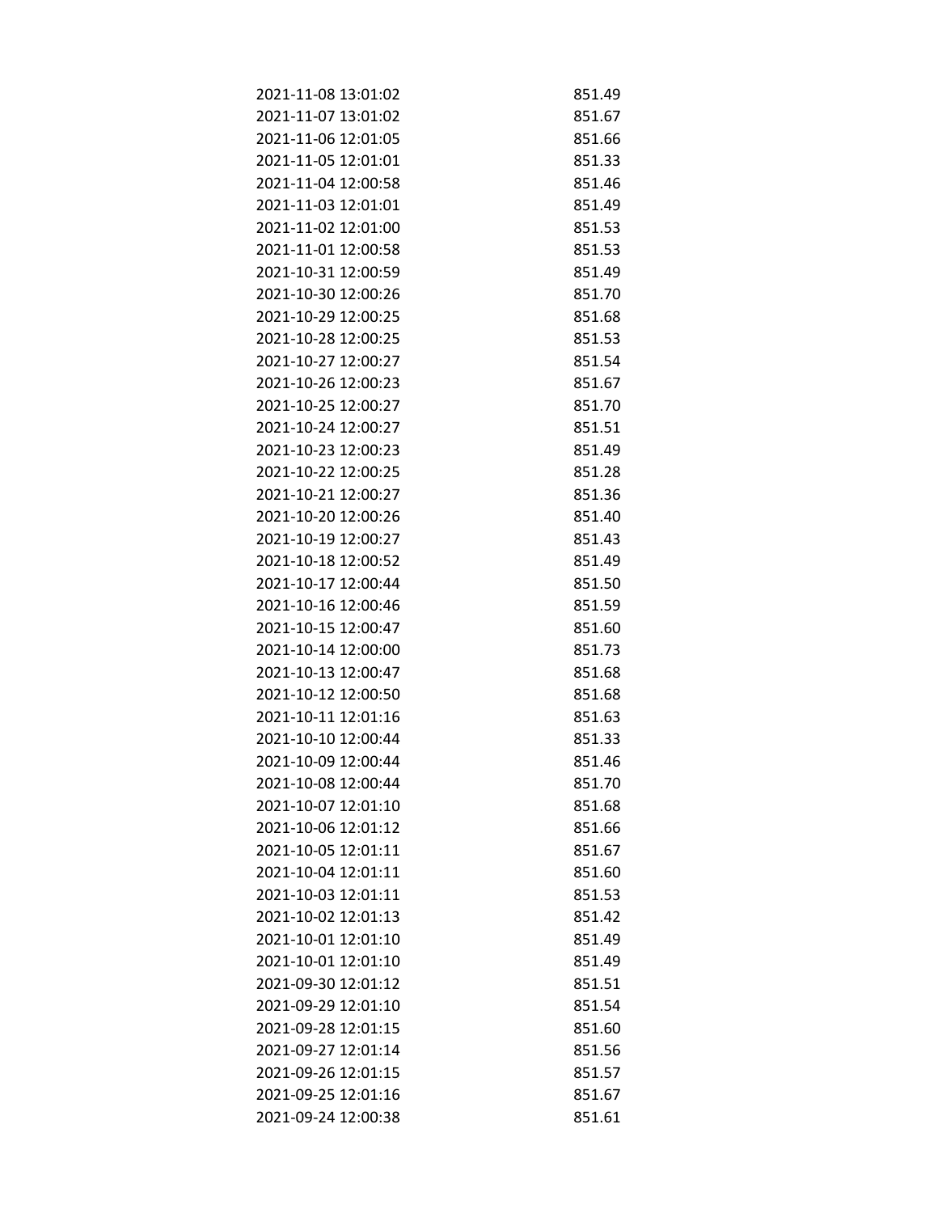| | |
|---|---|
| 2021-11-08 13:01:02 | 851.49 |
| 2021-11-07 13:01:02 | 851.67 |
| 2021-11-06 12:01:05 | 851.66 |
| 2021-11-05 12:01:01 | 851.33 |
| 2021-11-04 12:00:58 | 851.46 |
| 2021-11-03 12:01:01 | 851.49 |
| 2021-11-02 12:01:00 | 851.53 |
| 2021-11-01 12:00:58 | 851.53 |
| 2021-10-31 12:00:59 | 851.49 |
| 2021-10-30 12:00:26 | 851.70 |
| 2021-10-29 12:00:25 | 851.68 |
| 2021-10-28 12:00:25 | 851.53 |
| 2021-10-27 12:00:27 | 851.54 |
| 2021-10-26 12:00:23 | 851.67 |
| 2021-10-25 12:00:27 | 851.70 |
| 2021-10-24 12:00:27 | 851.51 |
| 2021-10-23 12:00:23 | 851.49 |
| 2021-10-22 12:00:25 | 851.28 |
| 2021-10-21 12:00:27 | 851.36 |
| 2021-10-20 12:00:26 | 851.40 |
| 2021-10-19 12:00:27 | 851.43 |
| 2021-10-18 12:00:52 | 851.49 |
| 2021-10-17 12:00:44 | 851.50 |
| 2021-10-16 12:00:46 | 851.59 |
| 2021-10-15 12:00:47 | 851.60 |
| 2021-10-14 12:00:00 | 851.73 |
| 2021-10-13 12:00:47 | 851.68 |
| 2021-10-12 12:00:50 | 851.68 |
| 2021-10-11 12:01:16 | 851.63 |
| 2021-10-10 12:00:44 | 851.33 |
| 2021-10-09 12:00:44 | 851.46 |
| 2021-10-08 12:00:44 | 851.70 |
| 2021-10-07 12:01:10 | 851.68 |
| 2021-10-06 12:01:12 | 851.66 |
| 2021-10-05 12:01:11 | 851.67 |
| 2021-10-04 12:01:11 | 851.60 |
| 2021-10-03 12:01:11 | 851.53 |
| 2021-10-02 12:01:13 | 851.42 |
| 2021-10-01 12:01:10 | 851.49 |
| 2021-10-01 12:01:10 | 851.49 |
| 2021-09-30 12:01:12 | 851.51 |
| 2021-09-29 12:01:10 | 851.54 |
| 2021-09-28 12:01:15 | 851.60 |
| 2021-09-27 12:01:14 | 851.56 |
| 2021-09-26 12:01:15 | 851.57 |
| 2021-09-25 12:01:16 | 851.67 |
| 2021-09-24 12:00:38 | 851.61 |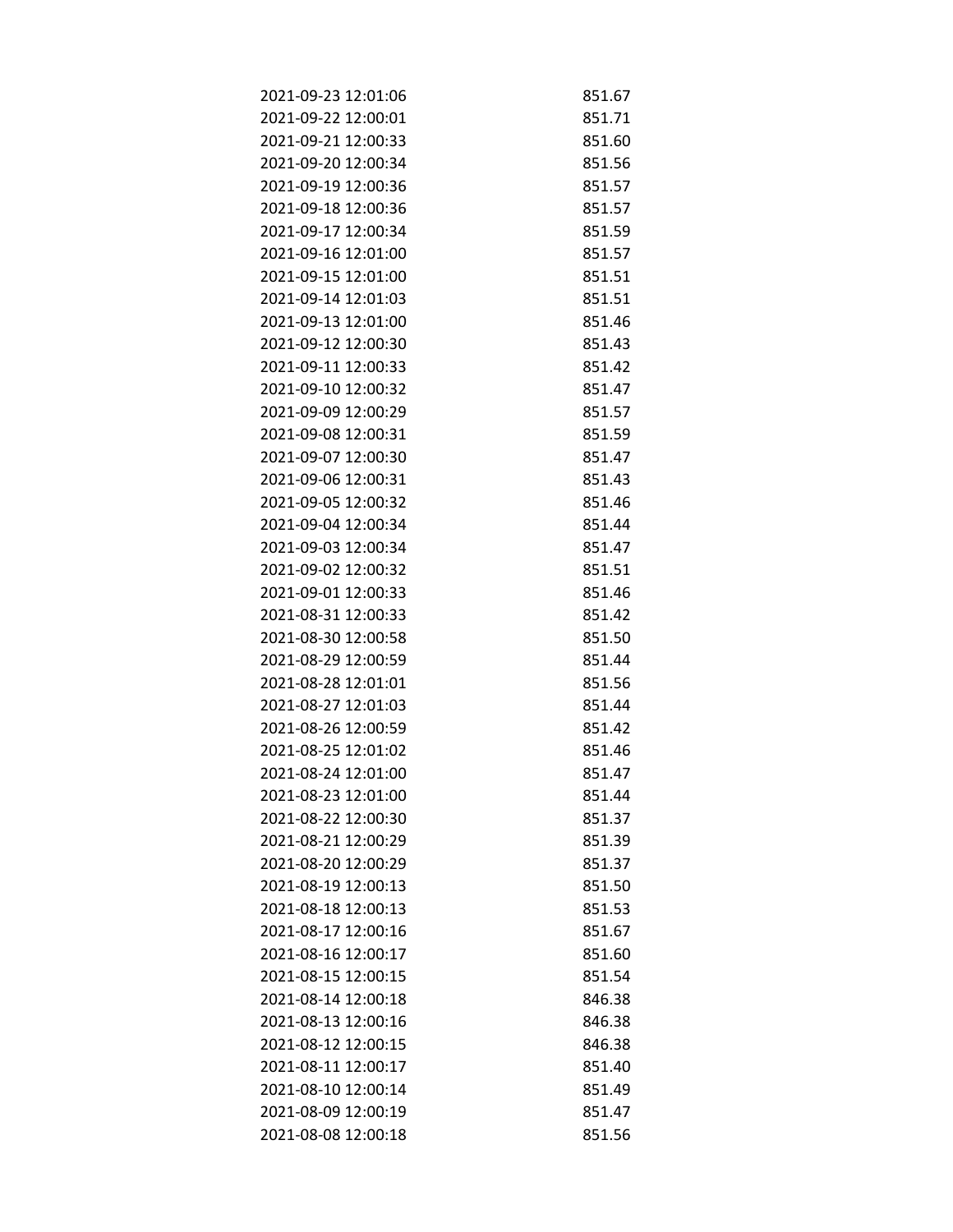| | |
|---|---|
| 2021-09-23 12:01:06 | 851.67 |
| 2021-09-22 12:00:01 | 851.71 |
| 2021-09-21 12:00:33 | 851.60 |
| 2021-09-20 12:00:34 | 851.56 |
| 2021-09-19 12:00:36 | 851.57 |
| 2021-09-18 12:00:36 | 851.57 |
| 2021-09-17 12:00:34 | 851.59 |
| 2021-09-16 12:01:00 | 851.57 |
| 2021-09-15 12:01:00 | 851.51 |
| 2021-09-14 12:01:03 | 851.51 |
| 2021-09-13 12:01:00 | 851.46 |
| 2021-09-12 12:00:30 | 851.43 |
| 2021-09-11 12:00:33 | 851.42 |
| 2021-09-10 12:00:32 | 851.47 |
| 2021-09-09 12:00:29 | 851.57 |
| 2021-09-08 12:00:31 | 851.59 |
| 2021-09-07 12:00:30 | 851.47 |
| 2021-09-06 12:00:31 | 851.43 |
| 2021-09-05 12:00:32 | 851.46 |
| 2021-09-04 12:00:34 | 851.44 |
| 2021-09-03 12:00:34 | 851.47 |
| 2021-09-02 12:00:32 | 851.51 |
| 2021-09-01 12:00:33 | 851.46 |
| 2021-08-31 12:00:33 | 851.42 |
| 2021-08-30 12:00:58 | 851.50 |
| 2021-08-29 12:00:59 | 851.44 |
| 2021-08-28 12:01:01 | 851.56 |
| 2021-08-27 12:01:03 | 851.44 |
| 2021-08-26 12:00:59 | 851.42 |
| 2021-08-25 12:01:02 | 851.46 |
| 2021-08-24 12:01:00 | 851.47 |
| 2021-08-23 12:01:00 | 851.44 |
| 2021-08-22 12:00:30 | 851.37 |
| 2021-08-21 12:00:29 | 851.39 |
| 2021-08-20 12:00:29 | 851.37 |
| 2021-08-19 12:00:13 | 851.50 |
| 2021-08-18 12:00:13 | 851.53 |
| 2021-08-17 12:00:16 | 851.67 |
| 2021-08-16 12:00:17 | 851.60 |
| 2021-08-15 12:00:15 | 851.54 |
| 2021-08-14 12:00:18 | 846.38 |
| 2021-08-13 12:00:16 | 846.38 |
| 2021-08-12 12:00:15 | 846.38 |
| 2021-08-11 12:00:17 | 851.40 |
| 2021-08-10 12:00:14 | 851.49 |
| 2021-08-09 12:00:19 | 851.47 |
| 2021-08-08 12:00:18 | 851.56 |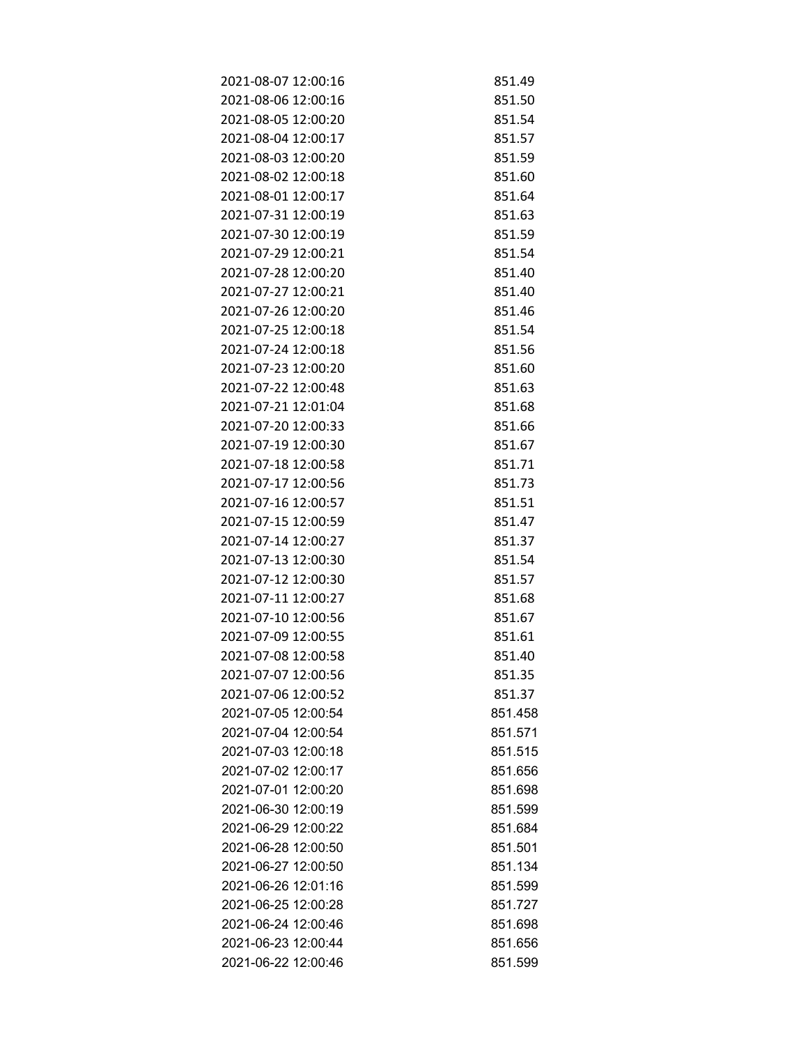| | |
|---|---|
| 2021-08-07 12:00:16 | 851.49 |
| 2021-08-06 12:00:16 | 851.50 |
| 2021-08-05 12:00:20 | 851.54 |
| 2021-08-04 12:00:17 | 851.57 |
| 2021-08-03 12:00:20 | 851.59 |
| 2021-08-02 12:00:18 | 851.60 |
| 2021-08-01 12:00:17 | 851.64 |
| 2021-07-31 12:00:19 | 851.63 |
| 2021-07-30 12:00:19 | 851.59 |
| 2021-07-29 12:00:21 | 851.54 |
| 2021-07-28 12:00:20 | 851.40 |
| 2021-07-27 12:00:21 | 851.40 |
| 2021-07-26 12:00:20 | 851.46 |
| 2021-07-25 12:00:18 | 851.54 |
| 2021-07-24 12:00:18 | 851.56 |
| 2021-07-23 12:00:20 | 851.60 |
| 2021-07-22 12:00:48 | 851.63 |
| 2021-07-21 12:01:04 | 851.68 |
| 2021-07-20 12:00:33 | 851.66 |
| 2021-07-19 12:00:30 | 851.67 |
| 2021-07-18 12:00:58 | 851.71 |
| 2021-07-17 12:00:56 | 851.73 |
| 2021-07-16 12:00:57 | 851.51 |
| 2021-07-15 12:00:59 | 851.47 |
| 2021-07-14 12:00:27 | 851.37 |
| 2021-07-13 12:00:30 | 851.54 |
| 2021-07-12 12:00:30 | 851.57 |
| 2021-07-11 12:00:27 | 851.68 |
| 2021-07-10 12:00:56 | 851.67 |
| 2021-07-09 12:00:55 | 851.61 |
| 2021-07-08 12:00:58 | 851.40 |
| 2021-07-07 12:00:56 | 851.35 |
| 2021-07-06 12:00:52 | 851.37 |
| 2021-07-05 12:00:54 | 851.458 |
| 2021-07-04 12:00:54 | 851.571 |
| 2021-07-03 12:00:18 | 851.515 |
| 2021-07-02 12:00:17 | 851.656 |
| 2021-07-01 12:00:20 | 851.698 |
| 2021-06-30 12:00:19 | 851.599 |
| 2021-06-29 12:00:22 | 851.684 |
| 2021-06-28 12:00:50 | 851.501 |
| 2021-06-27 12:00:50 | 851.134 |
| 2021-06-26 12:01:16 | 851.599 |
| 2021-06-25 12:00:28 | 851.727 |
| 2021-06-24 12:00:46 | 851.698 |
| 2021-06-23 12:00:44 | 851.656 |
| 2021-06-22 12:00:46 | 851.599 |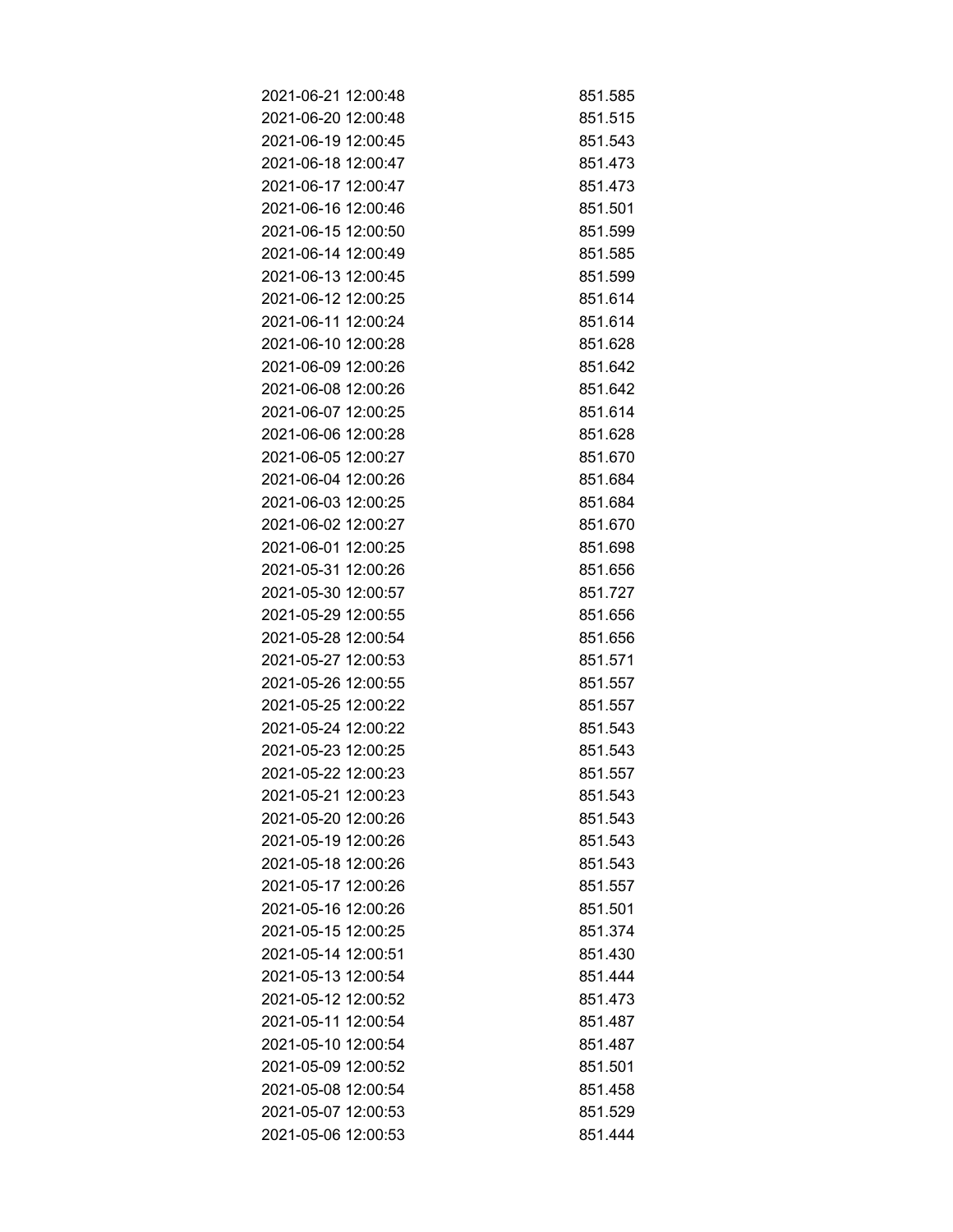| | |
|---|---|
| 2021-06-21 12:00:48 | 851.585 |
| 2021-06-20 12:00:48 | 851.515 |
| 2021-06-19 12:00:45 | 851.543 |
| 2021-06-18 12:00:47 | 851.473 |
| 2021-06-17 12:00:47 | 851.473 |
| 2021-06-16 12:00:46 | 851.501 |
| 2021-06-15 12:00:50 | 851.599 |
| 2021-06-14 12:00:49 | 851.585 |
| 2021-06-13 12:00:45 | 851.599 |
| 2021-06-12 12:00:25 | 851.614 |
| 2021-06-11 12:00:24 | 851.614 |
| 2021-06-10 12:00:28 | 851.628 |
| 2021-06-09 12:00:26 | 851.642 |
| 2021-06-08 12:00:26 | 851.642 |
| 2021-06-07 12:00:25 | 851.614 |
| 2021-06-06 12:00:28 | 851.628 |
| 2021-06-05 12:00:27 | 851.670 |
| 2021-06-04 12:00:26 | 851.684 |
| 2021-06-03 12:00:25 | 851.684 |
| 2021-06-02 12:00:27 | 851.670 |
| 2021-06-01 12:00:25 | 851.698 |
| 2021-05-31 12:00:26 | 851.656 |
| 2021-05-30 12:00:57 | 851.727 |
| 2021-05-29 12:00:55 | 851.656 |
| 2021-05-28 12:00:54 | 851.656 |
| 2021-05-27 12:00:53 | 851.571 |
| 2021-05-26 12:00:55 | 851.557 |
| 2021-05-25 12:00:22 | 851.557 |
| 2021-05-24 12:00:22 | 851.543 |
| 2021-05-23 12:00:25 | 851.543 |
| 2021-05-22 12:00:23 | 851.557 |
| 2021-05-21 12:00:23 | 851.543 |
| 2021-05-20 12:00:26 | 851.543 |
| 2021-05-19 12:00:26 | 851.543 |
| 2021-05-18 12:00:26 | 851.543 |
| 2021-05-17 12:00:26 | 851.557 |
| 2021-05-16 12:00:26 | 851.501 |
| 2021-05-15 12:00:25 | 851.374 |
| 2021-05-14 12:00:51 | 851.430 |
| 2021-05-13 12:00:54 | 851.444 |
| 2021-05-12 12:00:52 | 851.473 |
| 2021-05-11 12:00:54 | 851.487 |
| 2021-05-10 12:00:54 | 851.487 |
| 2021-05-09 12:00:52 | 851.501 |
| 2021-05-08 12:00:54 | 851.458 |
| 2021-05-07 12:00:53 | 851.529 |
| 2021-05-06 12:00:53 | 851.444 |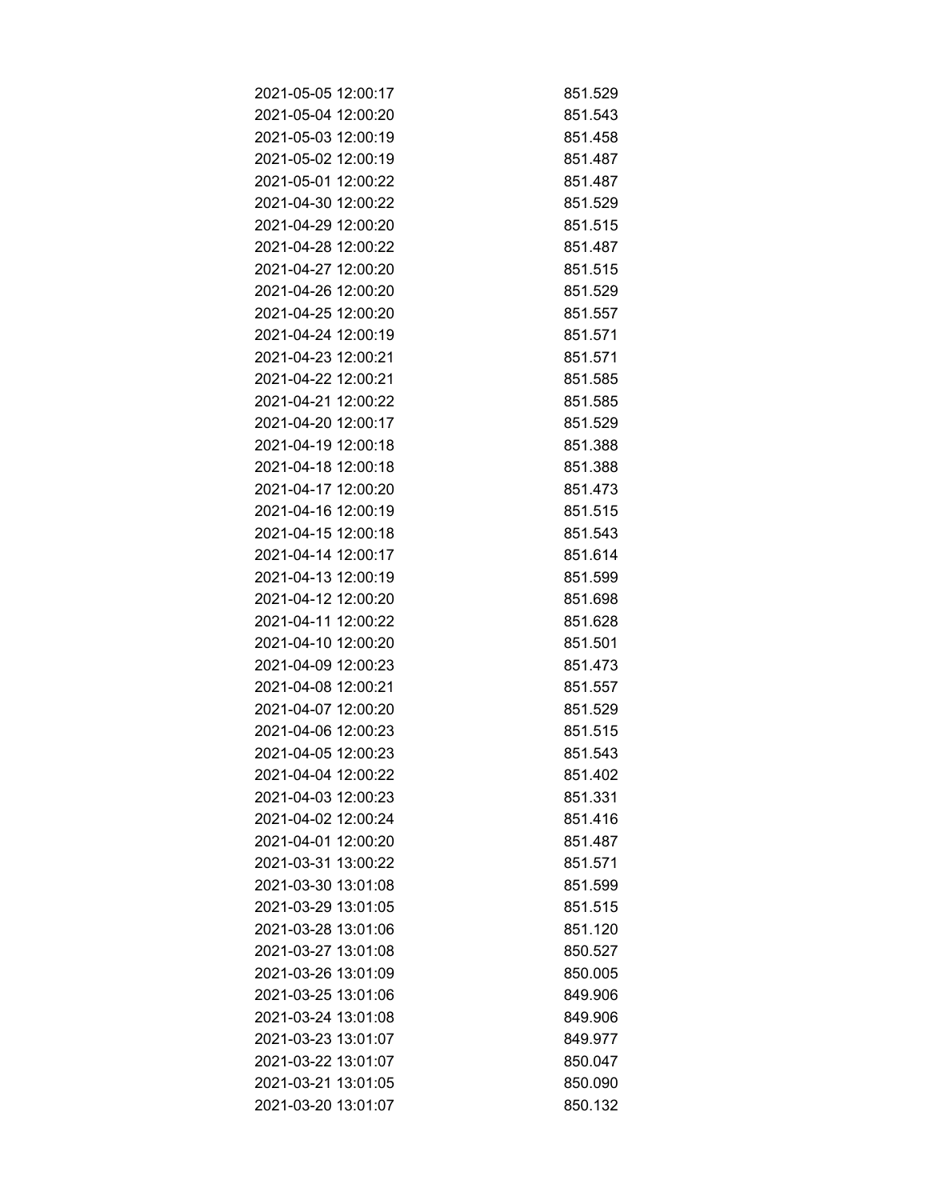| | |
|---|---|
| 2021-05-05 12:00:17 | 851.529 |
| 2021-05-04 12:00:20 | 851.543 |
| 2021-05-03 12:00:19 | 851.458 |
| 2021-05-02 12:00:19 | 851.487 |
| 2021-05-01 12:00:22 | 851.487 |
| 2021-04-30 12:00:22 | 851.529 |
| 2021-04-29 12:00:20 | 851.515 |
| 2021-04-28 12:00:22 | 851.487 |
| 2021-04-27 12:00:20 | 851.515 |
| 2021-04-26 12:00:20 | 851.529 |
| 2021-04-25 12:00:20 | 851.557 |
| 2021-04-24 12:00:19 | 851.571 |
| 2021-04-23 12:00:21 | 851.571 |
| 2021-04-22 12:00:21 | 851.585 |
| 2021-04-21 12:00:22 | 851.585 |
| 2021-04-20 12:00:17 | 851.529 |
| 2021-04-19 12:00:18 | 851.388 |
| 2021-04-18 12:00:18 | 851.388 |
| 2021-04-17 12:00:20 | 851.473 |
| 2021-04-16 12:00:19 | 851.515 |
| 2021-04-15 12:00:18 | 851.543 |
| 2021-04-14 12:00:17 | 851.614 |
| 2021-04-13 12:00:19 | 851.599 |
| 2021-04-12 12:00:20 | 851.698 |
| 2021-04-11 12:00:22 | 851.628 |
| 2021-04-10 12:00:20 | 851.501 |
| 2021-04-09 12:00:23 | 851.473 |
| 2021-04-08 12:00:21 | 851.557 |
| 2021-04-07 12:00:20 | 851.529 |
| 2021-04-06 12:00:23 | 851.515 |
| 2021-04-05 12:00:23 | 851.543 |
| 2021-04-04 12:00:22 | 851.402 |
| 2021-04-03 12:00:23 | 851.331 |
| 2021-04-02 12:00:24 | 851.416 |
| 2021-04-01 12:00:20 | 851.487 |
| 2021-03-31 13:00:22 | 851.571 |
| 2021-03-30 13:01:08 | 851.599 |
| 2021-03-29 13:01:05 | 851.515 |
| 2021-03-28 13:01:06 | 851.120 |
| 2021-03-27 13:01:08 | 850.527 |
| 2021-03-26 13:01:09 | 850.005 |
| 2021-03-25 13:01:06 | 849.906 |
| 2021-03-24 13:01:08 | 849.906 |
| 2021-03-23 13:01:07 | 849.977 |
| 2021-03-22 13:01:07 | 850.047 |
| 2021-03-21 13:01:05 | 850.090 |
| 2021-03-20 13:01:07 | 850.132 |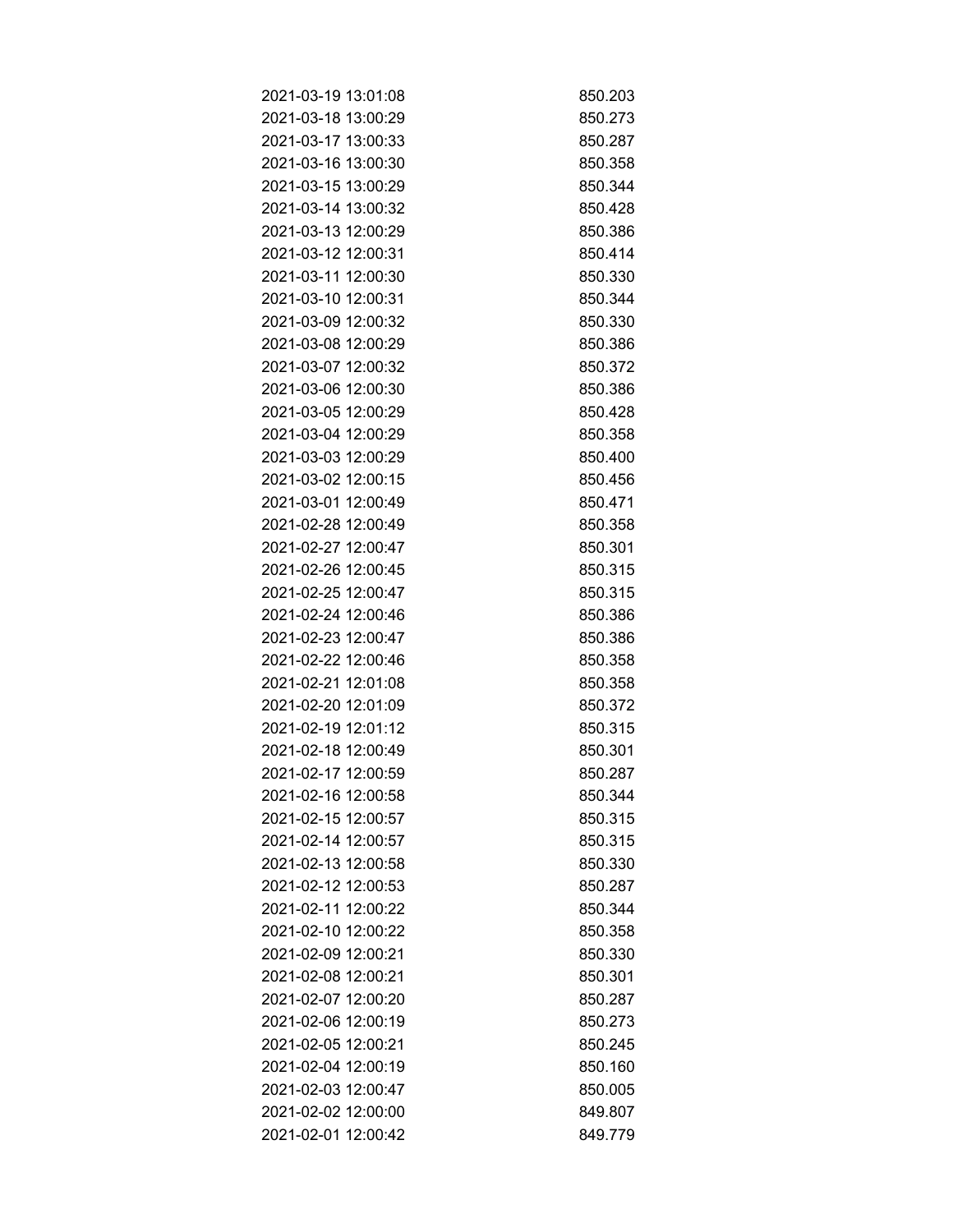| | |
|---|---|
| 2021-03-19 13:01:08 | 850.203 |
| 2021-03-18 13:00:29 | 850.273 |
| 2021-03-17 13:00:33 | 850.287 |
| 2021-03-16 13:00:30 | 850.358 |
| 2021-03-15 13:00:29 | 850.344 |
| 2021-03-14 13:00:32 | 850.428 |
| 2021-03-13 12:00:29 | 850.386 |
| 2021-03-12 12:00:31 | 850.414 |
| 2021-03-11 12:00:30 | 850.330 |
| 2021-03-10 12:00:31 | 850.344 |
| 2021-03-09 12:00:32 | 850.330 |
| 2021-03-08 12:00:29 | 850.386 |
| 2021-03-07 12:00:32 | 850.372 |
| 2021-03-06 12:00:30 | 850.386 |
| 2021-03-05 12:00:29 | 850.428 |
| 2021-03-04 12:00:29 | 850.358 |
| 2021-03-03 12:00:29 | 850.400 |
| 2021-03-02 12:00:15 | 850.456 |
| 2021-03-01 12:00:49 | 850.471 |
| 2021-02-28 12:00:49 | 850.358 |
| 2021-02-27 12:00:47 | 850.301 |
| 2021-02-26 12:00:45 | 850.315 |
| 2021-02-25 12:00:47 | 850.315 |
| 2021-02-24 12:00:46 | 850.386 |
| 2021-02-23 12:00:47 | 850.386 |
| 2021-02-22 12:00:46 | 850.358 |
| 2021-02-21 12:01:08 | 850.358 |
| 2021-02-20 12:01:09 | 850.372 |
| 2021-02-19 12:01:12 | 850.315 |
| 2021-02-18 12:00:49 | 850.301 |
| 2021-02-17 12:00:59 | 850.287 |
| 2021-02-16 12:00:58 | 850.344 |
| 2021-02-15 12:00:57 | 850.315 |
| 2021-02-14 12:00:57 | 850.315 |
| 2021-02-13 12:00:58 | 850.330 |
| 2021-02-12 12:00:53 | 850.287 |
| 2021-02-11 12:00:22 | 850.344 |
| 2021-02-10 12:00:22 | 850.358 |
| 2021-02-09 12:00:21 | 850.330 |
| 2021-02-08 12:00:21 | 850.301 |
| 2021-02-07 12:00:20 | 850.287 |
| 2021-02-06 12:00:19 | 850.273 |
| 2021-02-05 12:00:21 | 850.245 |
| 2021-02-04 12:00:19 | 850.160 |
| 2021-02-03 12:00:47 | 850.005 |
| 2021-02-02 12:00:00 | 849.807 |
| 2021-02-01 12:00:42 | 849.779 |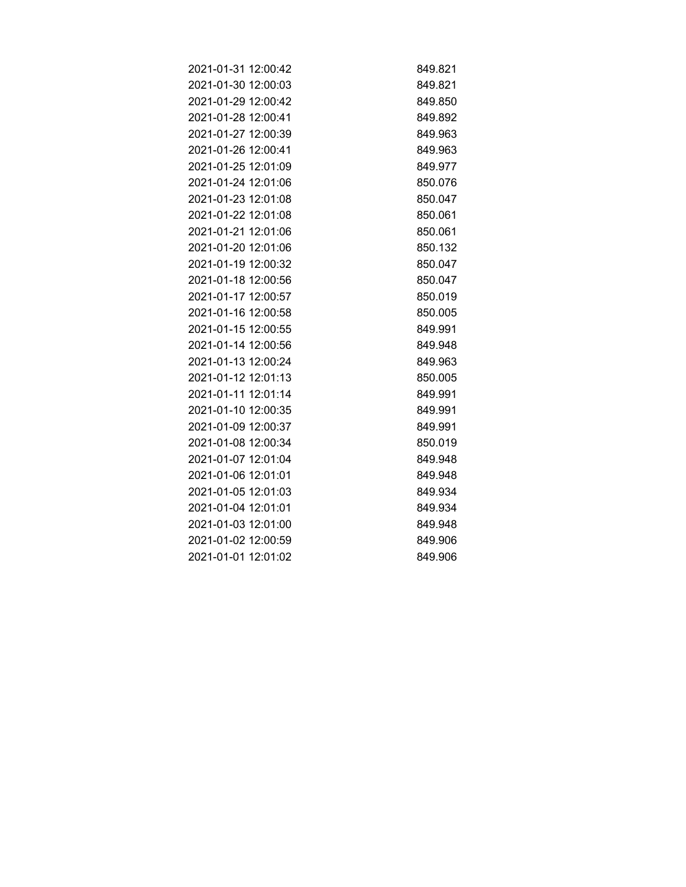| | |
|---|---|
| 2021-01-31 12:00:42 | 849.821 |
| 2021-01-30 12:00:03 | 849.821 |
| 2021-01-29 12:00:42 | 849.850 |
| 2021-01-28 12:00:41 | 849.892 |
| 2021-01-27 12:00:39 | 849.963 |
| 2021-01-26 12:00:41 | 849.963 |
| 2021-01-25 12:01:09 | 849.977 |
| 2021-01-24 12:01:06 | 850.076 |
| 2021-01-23 12:01:08 | 850.047 |
| 2021-01-22 12:01:08 | 850.061 |
| 2021-01-21 12:01:06 | 850.061 |
| 2021-01-20 12:01:06 | 850.132 |
| 2021-01-19 12:00:32 | 850.047 |
| 2021-01-18 12:00:56 | 850.047 |
| 2021-01-17 12:00:57 | 850.019 |
| 2021-01-16 12:00:58 | 850.005 |
| 2021-01-15 12:00:55 | 849.991 |
| 2021-01-14 12:00:56 | 849.948 |
| 2021-01-13 12:00:24 | 849.963 |
| 2021-01-12 12:01:13 | 850.005 |
| 2021-01-11 12:01:14 | 849.991 |
| 2021-01-10 12:00:35 | 849.991 |
| 2021-01-09 12:00:37 | 849.991 |
| 2021-01-08 12:00:34 | 850.019 |
| 2021-01-07 12:01:04 | 849.948 |
| 2021-01-06 12:01:01 | 849.948 |
| 2021-01-05 12:01:03 | 849.934 |
| 2021-01-04 12:01:01 | 849.934 |
| 2021-01-03 12:01:00 | 849.948 |
| 2021-01-02 12:00:59 | 849.906 |
| 2021-01-01 12:01:02 | 849.906 |